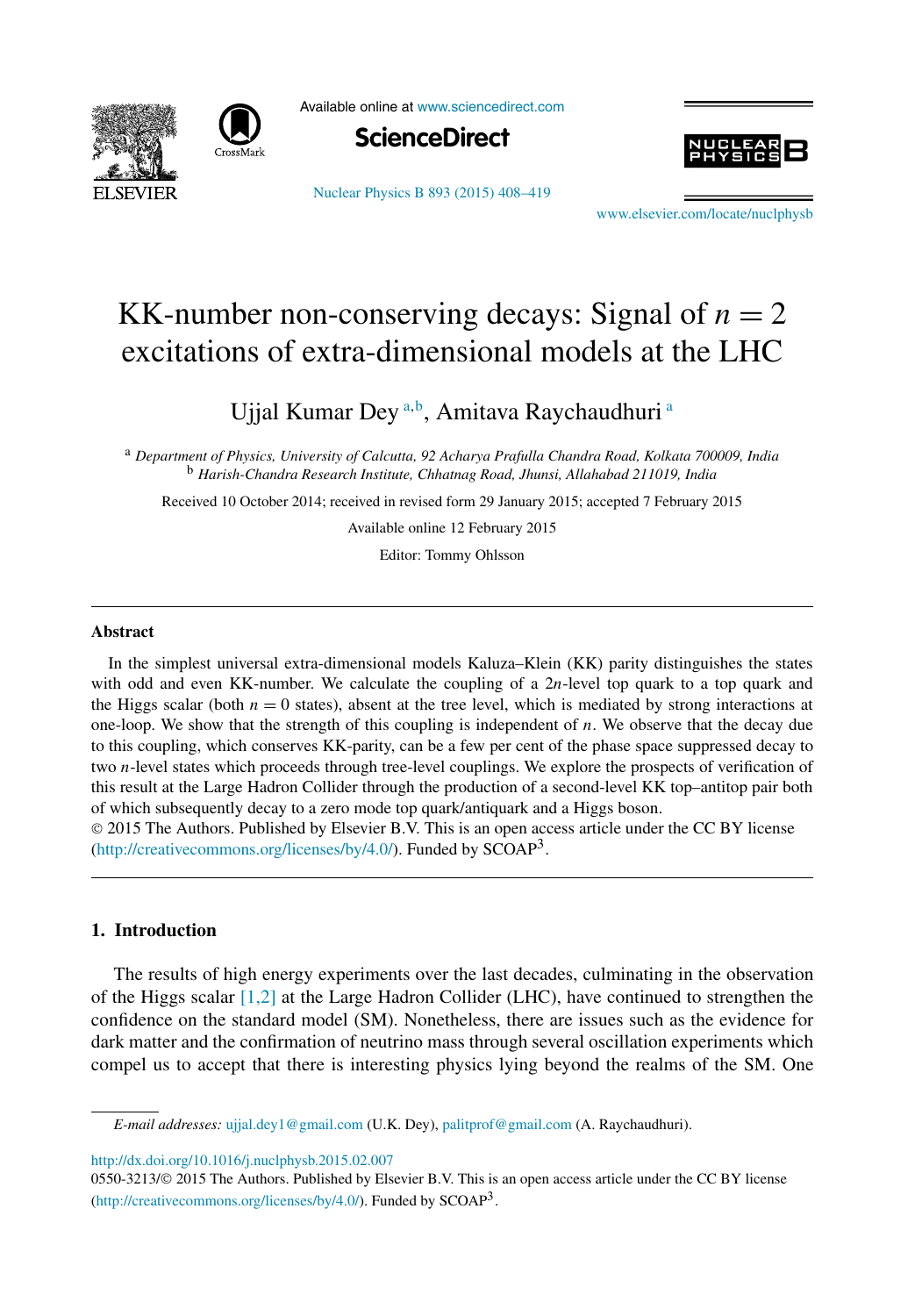# KK-number non-conserving decays: Signal of $n = 2$ excitations of extra-dimensional models at the LHC

Ujjal Kumar Dey [a,b], Amitava Raychaudhuri [a]

[a] *Department of Physics, University of Calcutta, 92 Acharya Prafulla Chandra Road, Kolkata 700009, India*
[b] *Harish-Chandra Research Institute, Chhatnag Road, Jhunsi, Allahabad 211019, India*

Received 10 October 2014; received in revised form 29 January 2015; accepted 7 February 2015

Available online 12 February 2015

Editor: Tommy Ohlsson

## Abstract

In the simplest universal extra-dimensional models Kaluza–Klein (KK) parity distinguishes the states with odd and even KK-number. We calculate the coupling of a $2n$-level top quark to a top quark and the Higgs scalar (both $n = 0$ states), absent at the tree level, which is mediated by strong interactions at one-loop. We show that the strength of this coupling is independent of $n$. We observe that the decay due to this coupling, which conserves KK-parity, can be a few per cent of the phase space suppressed decay to two $n$-level states which proceeds through tree-level couplings. We explore the prospects of verification of this result at the Large Hadron Collider through the production of a second-level KK top–antitop pair both of which subsequently decay to a zero mode top quark/antiquark and a Higgs boson.

© 2015 The Authors. Published by Elsevier B.V. This is an open access article under the CC BY license (http://creativecommons.org/licenses/by/4.0/). Funded by SCOAP[3].

## 1. Introduction

The results of high energy experiments over the last decades, culminating in the observation of the Higgs scalar [1,2] at the Large Hadron Collider (LHC), have continued to strengthen the confidence on the standard model (SM). Nonetheless, there are issues such as the evidence for dark matter and the confirmation of neutrino mass through several oscillation experiments which compel us to accept that there is interesting physics lying beyond the realms of the SM. One

*E-mail addresses:* ujjal.dey1@gmail.com (U.K. Dey), palitprof@gmail.com (A. Raychaudhuri).

http://dx.doi.org/10.1016/j.nuclphysb.2015.02.007
0550-3213/© 2015 The Authors. Published by Elsevier B.V. This is an open access article under the CC BY license (http://creativecommons.org/licenses/by/4.0/). Funded by SCOAP[3].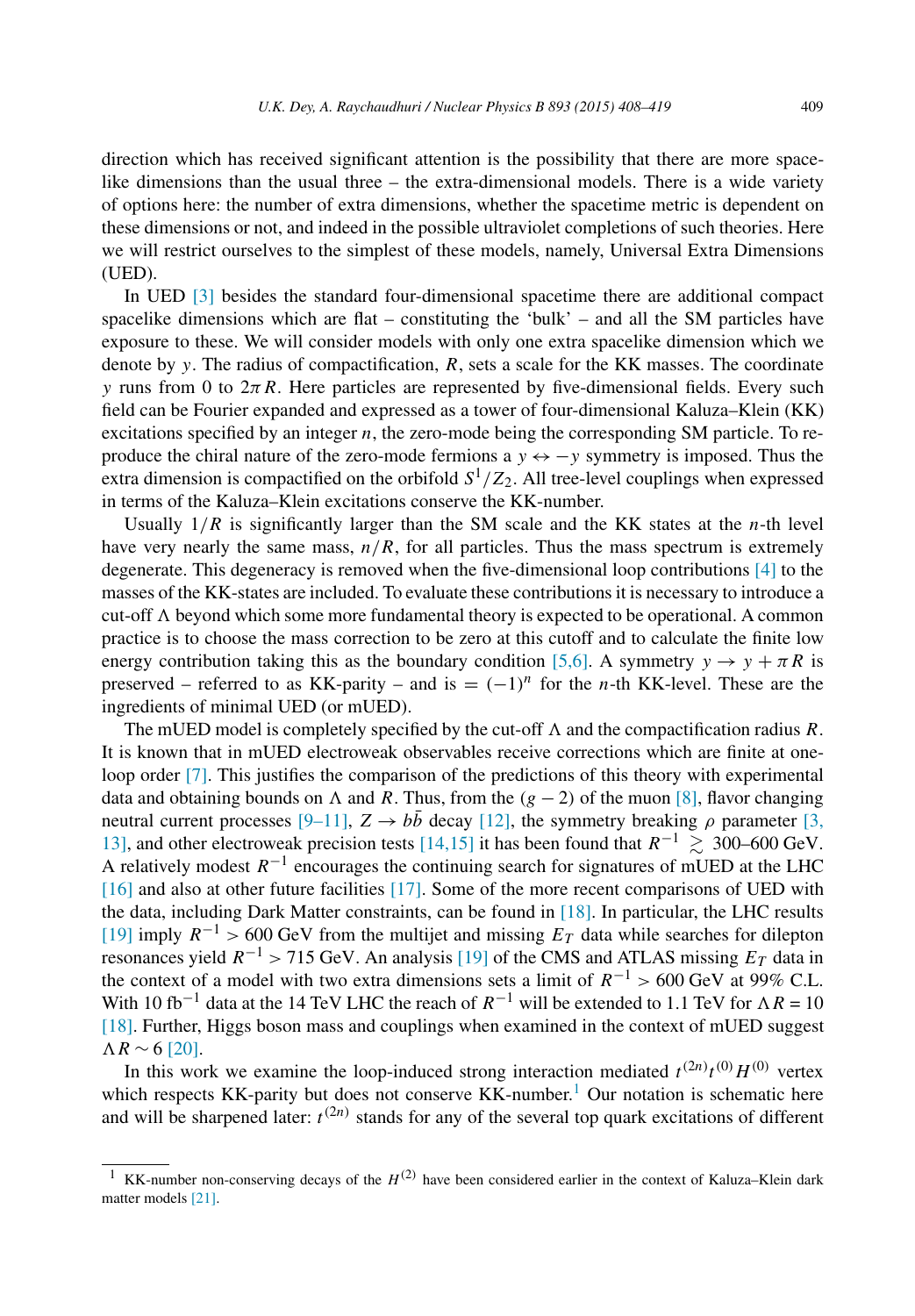direction which has received significant attention is the possibility that there are more spacelike dimensions than the usual three – the extra-dimensional models. There is a wide variety of options here: the number of extra dimensions, whether the spacetime metric is dependent on these dimensions or not, and indeed in the possible ultraviolet completions of such theories. Here we will restrict ourselves to the simplest of these models, namely, Universal Extra Dimensions (UED).

In UED [3] besides the standard four-dimensional spacetime there are additional compact spacelike dimensions which are flat – constituting the 'bulk' – and all the SM particles have exposure to these. We will consider models with only one extra spacelike dimension which we denote by $y$. The radius of compactification, $R$, sets a scale for the KK masses. The coordinate $y$ runs from 0 to $2\pi R$. Here particles are represented by five-dimensional fields. Every such field can be Fourier expanded and expressed as a tower of four-dimensional Kaluza–Klein (KK) excitations specified by an integer $n$, the zero-mode being the corresponding SM particle. To reproduce the chiral nature of the zero-mode fermions a $y \leftrightarrow -y$ symmetry is imposed. Thus the extra dimension is compactified on the orbifold $S^1/Z_2$. All tree-level couplings when expressed in terms of the Kaluza–Klein excitations conserve the KK-number.

Usually $1/R$ is significantly larger than the SM scale and the KK states at the $n$-th level have very nearly the same mass, $n/R$, for all particles. Thus the mass spectrum is extremely degenerate. This degeneracy is removed when the five-dimensional loop contributions [4] to the masses of the KK-states are included. To evaluate these contributions it is necessary to introduce a cut-off $\Lambda$ beyond which some more fundamental theory is expected to be operational. A common practice is to choose the mass correction to be zero at this cutoff and to calculate the finite low energy contribution taking this as the boundary condition [5,6]. A symmetry $y \to y + \pi R$ is preserved – referred to as KK-parity – and is $= (-1)^n$ for the $n$-th KK-level. These are the ingredients of minimal UED (or mUED).

The mUED model is completely specified by the cut-off $\Lambda$ and the compactification radius $R$. It is known that in mUED electroweak observables receive corrections which are finite at one-loop order [7]. This justifies the comparison of the predictions of this theory with experimental data and obtaining bounds on $\Lambda$ and $R$. Thus, from the $(g-2)$ of the muon [8], flavor changing neutral current processes [9–11], $Z \to b\bar{b}$ decay [12], the symmetry breaking $\rho$ parameter [3, 13], and other electroweak precision tests [14,15] it has been found that $R^{-1} \gtrsim 300$–$600$ GeV. A relatively modest $R^{-1}$ encourages the continuing search for signatures of mUED at the LHC [16] and also at other future facilities [17]. Some of the more recent comparisons of UED with the data, including Dark Matter constraints, can be found in [18]. In particular, the LHC results [19] imply $R^{-1} > 600$ GeV from the multijet and missing $E_T$ data while searches for dilepton resonances yield $R^{-1} > 715$ GeV. An analysis [19] of the CMS and ATLAS missing $E_T$ data in the context of a model with two extra dimensions sets a limit of $R^{-1} > 600$ GeV at 99% C.L. With 10 fb$^{-1}$ data at the 14 TeV LHC the reach of $R^{-1}$ will be extended to 1.1 TeV for $\Lambda R = 10$ [18]. Further, Higgs boson mass and couplings when examined in the context of mUED suggest $\Lambda R \sim 6$ [20].

In this work we examine the loop-induced strong interaction mediated $t^{(2n)} t^{(0)} H^{(0)}$ vertex which respects KK-parity but does not conserve KK-number.[1] Our notation is schematic here and will be sharpened later: $t^{(2n)}$ stands for any of the several top quark excitations of different

[1] KK-number non-conserving decays of the $H^{(2)}$ have been considered earlier in the context of Kaluza–Klein dark matter models [21].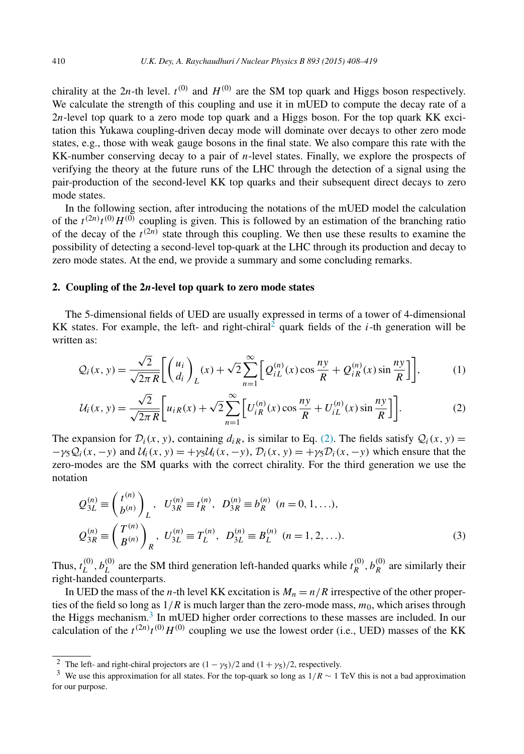chirality at the $2n$-th level. $t^{(0)}$ and $H^{(0)}$ are the SM top quark and Higgs boson respectively. We calculate the strength of this coupling and use it in mUED to compute the decay rate of a $2n$-level top quark to a zero mode top quark and a Higgs boson. For the top quark KK excitation this Yukawa coupling-driven decay mode will dominate over decays to other zero mode states, e.g., those with weak gauge bosons in the final state. We also compare this rate with the KK-number conserving decay to a pair of $n$-level states. Finally, we explore the prospects of verifying the theory at the future runs of the LHC through the detection of a signal using the pair-production of the second-level KK top quarks and their subsequent direct decays to zero mode states.

In the following section, after introducing the notations of the mUED model the calculation of the $t^{(2n)}t^{(0)}H^{(0)}$ coupling is given. This is followed by an estimation of the branching ratio of the decay of the $t^{(2n)}$ state through this coupling. We then use these results to examine the possibility of detecting a second-level top-quark at the LHC through its production and decay to zero mode states. At the end, we provide a summary and some concluding remarks.

## 2. Coupling of the 2*n*-level top quark to zero mode states

The 5-dimensional fields of UED are usually expressed in terms of a tower of 4-dimensional KK states. For example, the left- and right-chiral[2] quark fields of the $i$-th generation will be written as:

$$\mathcal{Q}_i(x,y) = \frac{\sqrt{2}}{\sqrt{2\pi R}}\left[\begin{pmatrix} u_i \\ d_i \end{pmatrix}_L(x) + \sqrt{2}\sum_{n=1}^{\infty}\left[Q_{iL}^{(n)}(x)\cos\frac{ny}{R} + Q_{iR}^{(n)}(x)\sin\frac{ny}{R}\right]\right], \tag{1}$$

$$\mathcal{U}_i(x,y) = \frac{\sqrt{2}}{\sqrt{2\pi R}}\left[u_{iR}(x) + \sqrt{2}\sum_{n=1}^{\infty}\left[U_{iR}^{(n)}(x)\cos\frac{ny}{R} + U_{iL}^{(n)}(x)\sin\frac{ny}{R}\right]\right]. \tag{2}$$

The expansion for $\mathcal{D}_i(x,y)$, containing $d_{iR}$, is similar to Eq. (2). The fields satisfy $\mathcal{Q}_i(x,y) = -\gamma_5\mathcal{Q}_i(x,-y)$ and $\mathcal{U}_i(x,y) = +\gamma_5\mathcal{U}_i(x,-y)$, $\mathcal{D}_i(x,y) = +\gamma_5\mathcal{D}_i(x,-y)$ which ensure that the zero-modes are the SM quarks with the correct chirality. For the third generation we use the notation

$$\begin{aligned}
&Q_{3L}^{(n)} \equiv \begin{pmatrix} t^{(n)} \\ b^{(n)} \end{pmatrix}_L, \;\; U_{3R}^{(n)} \equiv t_R^{(n)}, \;\; D_{3R}^{(n)} \equiv b_R^{(n)} \;\; (n = 0, 1, \ldots), \\
&Q_{3R}^{(n)} \equiv \begin{pmatrix} T^{(n)} \\ B^{(n)} \end{pmatrix}_R, \;\; U_{3L}^{(n)} \equiv T_L^{(n)}, \;\; D_{3L}^{(n)} \equiv B_L^{(n)} \;\; (n = 1, 2, \ldots).
\end{aligned} \tag{3}$$

Thus, $t_L^{(0)}, b_L^{(0)}$ are the SM third generation left-handed quarks while $t_R^{(0)}, b_R^{(0)}$ are similarly their right-handed counterparts.

In UED the mass of the $n$-th level KK excitation is $M_n = n/R$ irrespective of the other properties of the field so long as $1/R$ is much larger than the zero-mode mass, $m_0$, which arises through the Higgs mechanism.[3] In mUED higher order corrections to these masses are included. In our calculation of the $t^{(2n)}t^{(0)}H^{(0)}$ coupling we use the lowest order (i.e., UED) masses of the KK

[2] The left- and right-chiral projectors are $(1-\gamma_5)/2$ and $(1+\gamma_5)/2$, respectively.

[3] We use this approximation for all states. For the top-quark so long as $1/R \sim 1$ TeV this is not a bad approximation for our purpose.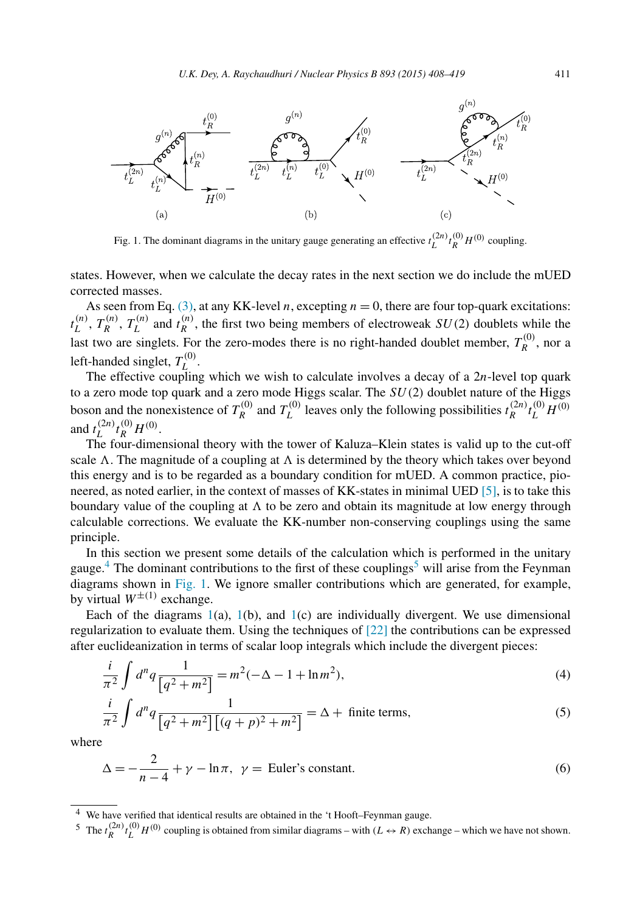Fig. 1. The dominant diagrams in the unitary gauge generating an effective $t_L^{(2n)} t_R^{(0)} H^{(0)}$ coupling.

states. However, when we calculate the decay rates in the next section we do include the mUED corrected masses.

As seen from Eq. (3), at any KK-level $n$, excepting $n = 0$, there are four top-quark excitations: $t_L^{(n)}$, $T_R^{(n)}$, $T_L^{(n)}$ and $t_R^{(n)}$, the first two being members of electroweak $SU(2)$ doublets while the last two are singlets. For the zero-modes there is no right-handed doublet member, $T_R^{(0)}$, nor a left-handed singlet, $T_L^{(0)}$.

The effective coupling which we wish to calculate involves a decay of a $2n$-level top quark to a zero mode top quark and a zero mode Higgs scalar. The $SU(2)$ doublet nature of the Higgs boson and the nonexistence of $T_R^{(0)}$ and $T_L^{(0)}$ leaves only the following possibilities $t_R^{(2n)} t_L^{(0)} H^{(0)}$ and $t_L^{(2n)} t_R^{(0)} H^{(0)}$.

The four-dimensional theory with the tower of Kaluza–Klein states is valid up to the cut-off scale $\Lambda$. The magnitude of a coupling at $\Lambda$ is determined by the theory which takes over beyond this energy and is to be regarded as a boundary condition for mUED. A common practice, pioneered, as noted earlier, in the context of masses of KK-states in minimal UED [5], is to take this boundary value of the coupling at $\Lambda$ to be zero and obtain its magnitude at low energy through calculable corrections. We evaluate the KK-number non-conserving couplings using the same principle.

In this section we present some details of the calculation which is performed in the unitary gauge.[4] The dominant contributions to the first of these couplings[5] will arise from the Feynman diagrams shown in Fig. 1. We ignore smaller contributions which are generated, for example, by virtual $W^{\pm(1)}$ exchange.

Each of the diagrams 1(a), 1(b), and 1(c) are individually divergent. We use dimensional regularization to evaluate them. Using the techniques of [22] the contributions can be expressed after euclideanization in terms of scalar loop integrals which include the divergent pieces:

$$\frac{i}{\pi^2} \int d^n q \frac{1}{\left[q^2 + m^2\right]} = m^2(-\Delta - 1 + \ln m^2), \tag{4}$$

$$\frac{i}{\pi^2} \int d^n q \frac{1}{\left[q^2 + m^2\right]\left[(q+p)^2 + m^2\right]} = \Delta + \text{ finite terms}, \tag{5}$$

where

$$\Delta = -\frac{2}{n-4} + \gamma - \ln \pi, \;\; \gamma = \text{ Euler's constant.} \tag{6}$$

---

[4] We have verified that identical results are obtained in the 't Hooft–Feynman gauge.

[5] The $t_R^{(2n)} t_L^{(0)} H^{(0)}$ coupling is obtained from similar diagrams – with $(L \leftrightarrow R)$ exchange – which we have not shown.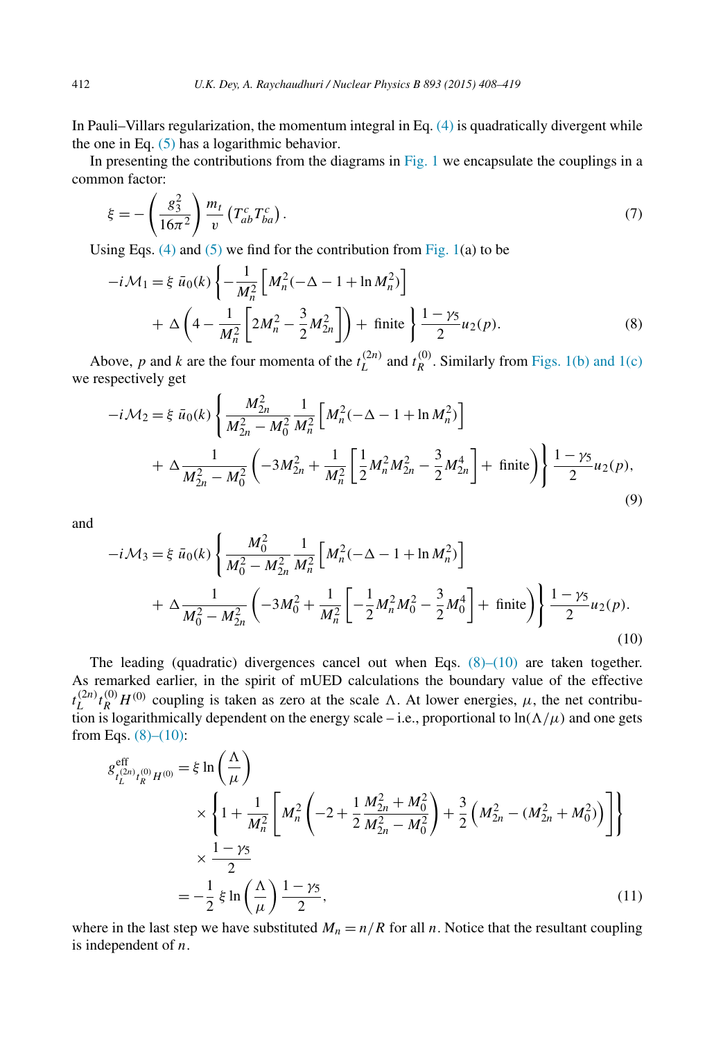In Pauli–Villars regularization, the momentum integral in Eq. (4) is quadratically divergent while the one in Eq. (5) has a logarithmic behavior.

In presenting the contributions from the diagrams in Fig. 1 we encapsulate the couplings in a common factor:

$$\xi = -\left(\frac{g_3^2}{16\pi^2}\right)\frac{m_t}{v}\left(T^c_{ab}T^c_{ba}\right). \tag{7}$$

Using Eqs. (4) and (5) we find for the contribution from Fig. 1(a) to be

$$\begin{aligned}
-i\mathcal{M}_1 = \xi\; \bar{u}_0(k)\Bigg\{ & -\frac{1}{M_n^2}\left[M_n^2(-\Delta - 1 + \ln M_n^2)\right] \\
& + \Delta\left(4 - \frac{1}{M_n^2}\left[2M_n^2 - \frac{3}{2}M_{2n}^2\right]\right) + \text{ finite }\Bigg\}\frac{1-\gamma_5}{2}u_2(p).
\end{aligned} \tag{8}$$

Above, $p$ and $k$ are the four momenta of the $t_L^{(2n)}$ and $t_R^{(0)}$. Similarly from Figs. 1(b) and 1(c) we respectively get

$$\begin{aligned}
-i\mathcal{M}_2 = \xi\; \bar{u}_0(k)\Bigg\{ & \frac{M_{2n}^2}{M_{2n}^2 - M_0^2}\frac{1}{M_n^2}\left[M_n^2(-\Delta - 1 + \ln M_n^2)\right] \\
& + \Delta\frac{1}{M_{2n}^2 - M_0^2}\left(-3M_{2n}^2 + \frac{1}{M_n^2}\left[\frac{1}{2}M_n^2M_{2n}^2 - \frac{3}{2}M_{2n}^4\right] + \text{ finite}\right)\Bigg\}\frac{1-\gamma_5}{2}u_2(p),
\end{aligned} \tag{9}$$

and

$$\begin{aligned}
-i\mathcal{M}_3 = \xi\; \bar{u}_0(k)\Bigg\{ & \frac{M_0^2}{M_0^2 - M_{2n}^2}\frac{1}{M_n^2}\left[M_n^2(-\Delta - 1 + \ln M_n^2)\right] \\
& + \Delta\frac{1}{M_0^2 - M_{2n}^2}\left(-3M_0^2 + \frac{1}{M_n^2}\left[-\frac{1}{2}M_n^2M_0^2 - \frac{3}{2}M_0^4\right] + \text{ finite}\right)\Bigg\}\frac{1-\gamma_5}{2}u_2(p).
\end{aligned} \tag{10}$$

The leading (quadratic) divergences cancel out when Eqs. (8)–(10) are taken together. As remarked earlier, in the spirit of mUED calculations the boundary value of the effective $t_L^{(2n)}t_R^{(0)}H^{(0)}$ coupling is taken as zero at the scale $\Lambda$. At lower energies, $\mu$, the net contribution is logarithmically dependent on the energy scale – i.e., proportional to $\ln(\Lambda/\mu)$ and one gets from Eqs. (8)–(10):

$$\begin{aligned}
g^{\text{eff}}_{t_L^{(2n)}t_R^{(0)}H^{(0)}} &= \xi\ln\left(\frac{\Lambda}{\mu}\right) \\
&\quad\times\left\{1 + \frac{1}{M_n^2}\left[M_n^2\left(-2 + \frac{1}{2}\frac{M_{2n}^2 + M_0^2}{M_{2n}^2 - M_0^2}\right) + \frac{3}{2}\left(M_{2n}^2 - (M_{2n}^2 + M_0^2)\right)\right]\right\} \\
&\quad\times\frac{1-\gamma_5}{2} \\
&= -\frac{1}{2}\,\xi\ln\left(\frac{\Lambda}{\mu}\right)\frac{1-\gamma_5}{2},
\end{aligned} \tag{11}$$

where in the last step we have substituted $M_n = n/R$ for all $n$. Notice that the resultant coupling is independent of $n$.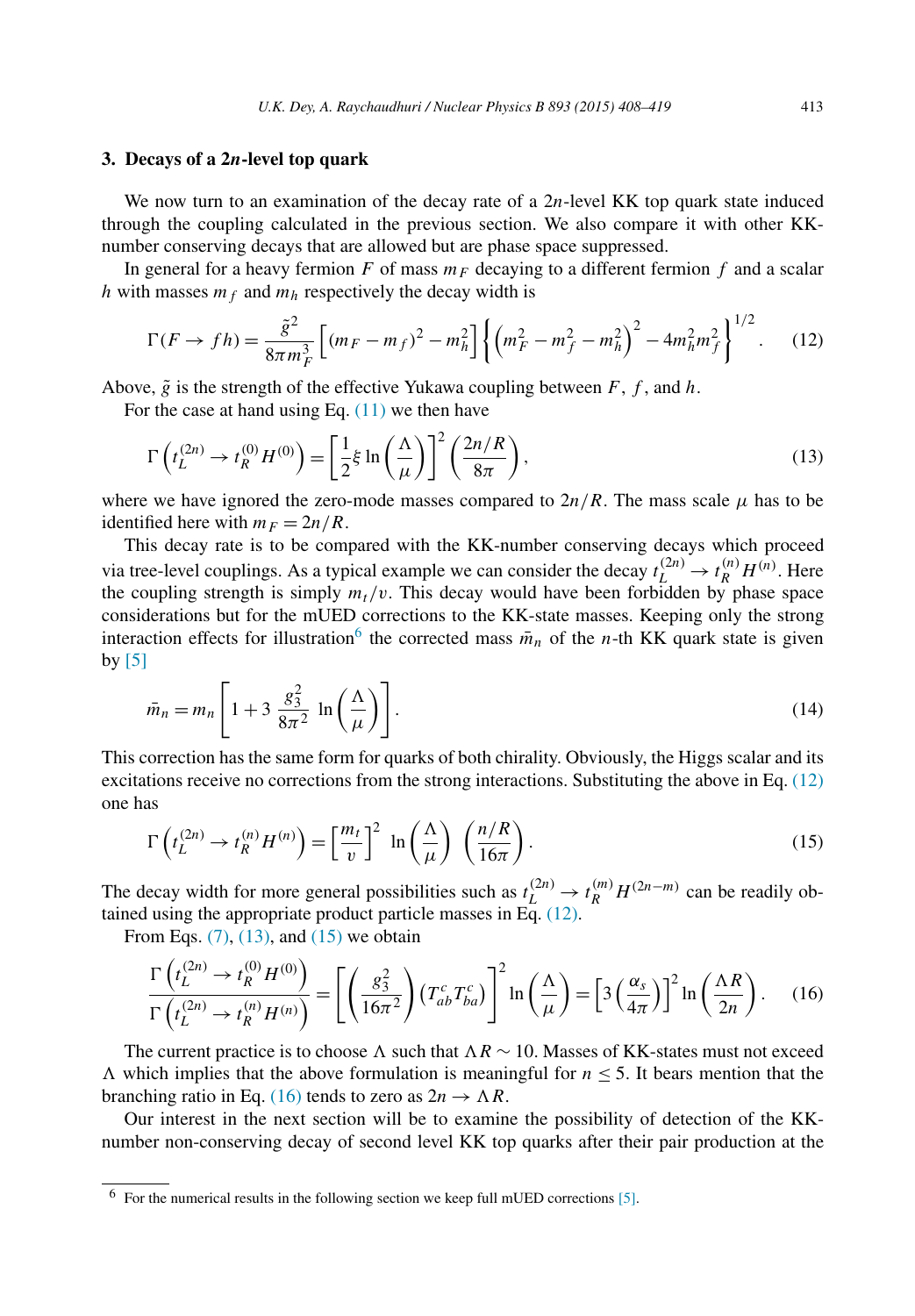## 3. Decays of a $2n$-level top quark

We now turn to an examination of the decay rate of a $2n$-level KK top quark state induced through the coupling calculated in the previous section. We also compare it with other KK-number conserving decays that are allowed but are phase space suppressed.

In general for a heavy fermion $F$ of mass $m_F$ decaying to a different fermion $f$ and a scalar $h$ with masses $m_f$ and $m_h$ respectively the decay width is

$$\Gamma(F \to fh) = \frac{\tilde{g}^2}{8\pi m_F^3}\left[(m_F - m_f)^2 - m_h^2\right]\left\{\left(m_F^2 - m_f^2 - m_h^2\right)^2 - 4m_h^2 m_f^2\right\}^{1/2}. \tag{12}$$

Above, $\tilde{g}$ is the strength of the effective Yukawa coupling between $F$, $f$, and $h$.

For the case at hand using Eq. (11) we then have

$$\Gamma\left(t_L^{(2n)} \to t_R^{(0)} H^{(0)}\right) = \left[\frac{1}{2}\xi \ln\left(\frac{\Lambda}{\mu}\right)\right]^2 \left(\frac{2n/R}{8\pi}\right), \tag{13}$$

where we have ignored the zero-mode masses compared to $2n/R$. The mass scale $\mu$ has to be identified here with $m_F = 2n/R$.

This decay rate is to be compared with the KK-number conserving decays which proceed via tree-level couplings. As a typical example we can consider the decay $t_L^{(2n)} \to t_R^{(n)} H^{(n)}$. Here the coupling strength is simply $m_t/v$. This decay would have been forbidden by phase space considerations but for the mUED corrections to the KK-state masses. Keeping only the strong interaction effects for illustration[6] the corrected mass $\bar{m}_n$ of the $n$-th KK quark state is given by [5]

$$\bar{m}_n = m_n\left[1 + 3\,\frac{g_3^2}{8\pi^2}\,\ln\left(\frac{\Lambda}{\mu}\right)\right]. \tag{14}$$

This correction has the same form for quarks of both chirality. Obviously, the Higgs scalar and its excitations receive no corrections from the strong interactions. Substituting the above in Eq. (12) one has

$$\Gamma\left(t_L^{(2n)} \to t_R^{(n)} H^{(n)}\right) = \left[\frac{m_t}{v}\right]^2 \ln\left(\frac{\Lambda}{\mu}\right)\left(\frac{n/R}{16\pi}\right). \tag{15}$$

The decay width for more general possibilities such as $t_L^{(2n)} \to t_R^{(m)} H^{(2n-m)}$ can be readily obtained using the appropriate product particle masses in Eq. (12).

From Eqs. (7), (13), and (15) we obtain

$$\frac{\Gamma\left(t_L^{(2n)} \to t_R^{(0)} H^{(0)}\right)}{\Gamma\left(t_L^{(2n)} \to t_R^{(n)} H^{(n)}\right)} = \left[\left(\frac{g_3^2}{16\pi^2}\right)\left(T_{ab}^c T_{ba}^c\right)\right]^2 \ln\left(\frac{\Lambda}{\mu}\right) = \left[3\left(\frac{\alpha_s}{4\pi}\right)\right]^2 \ln\left(\frac{\Lambda R}{2n}\right). \tag{16}$$

The current practice is to choose $\Lambda$ such that $\Lambda R \sim 10$. Masses of KK-states must not exceed $\Lambda$ which implies that the above formulation is meaningful for $n \leq 5$. It bears mention that the branching ratio in Eq. (16) tends to zero as $2n \to \Lambda R$.

Our interest in the next section will be to examine the possibility of detection of the KK-number non-conserving decay of second level KK top quarks after their pair production at the

[6] For the numerical results in the following section we keep full mUED corrections [5].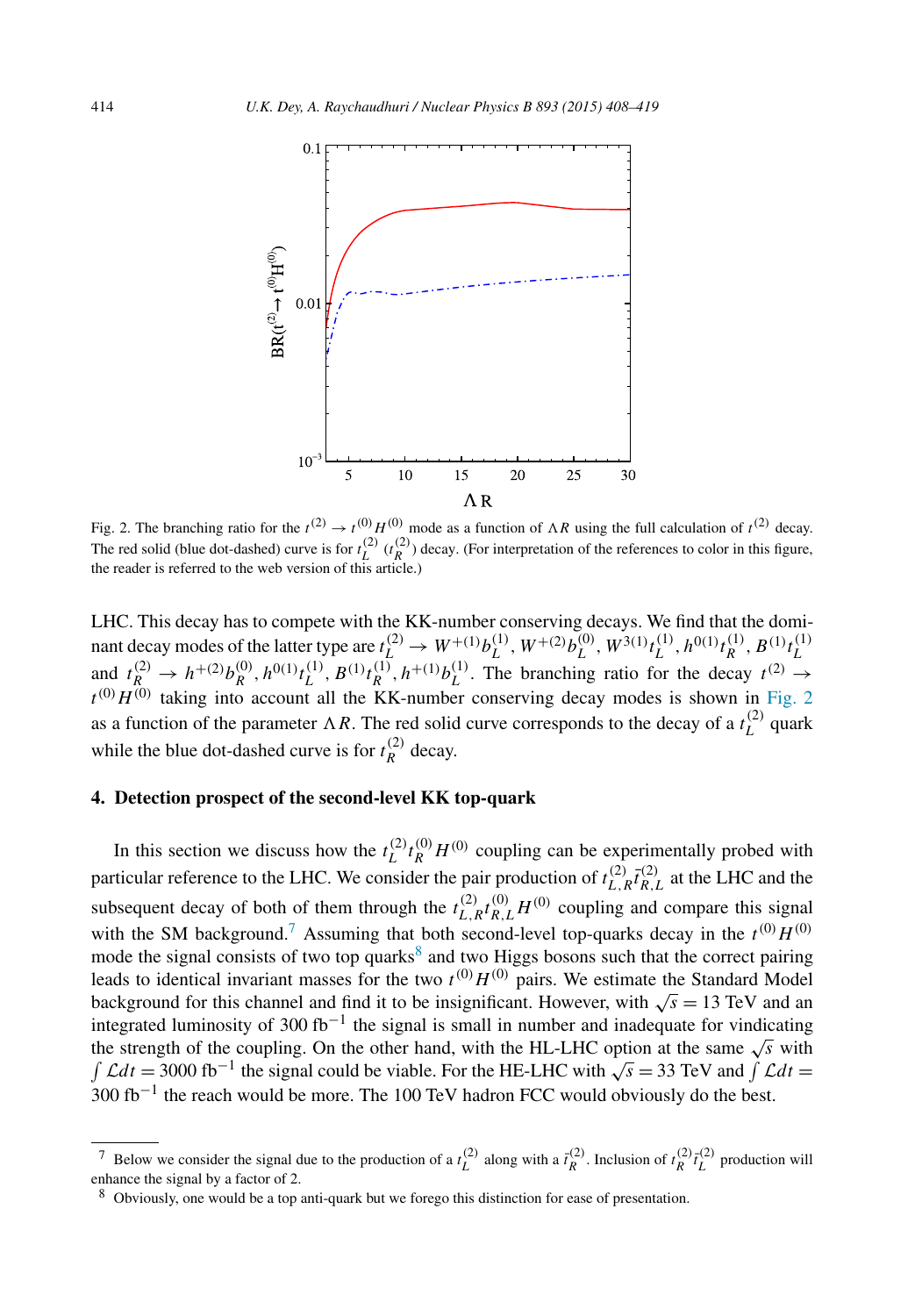Fig. 2. The branching ratio for the $t^{(2)} \to t^{(0)} H^{(0)}$ mode as a function of $\Lambda R$ using the full calculation of $t^{(2)}$ decay. The red solid (blue dot-dashed) curve is for $t_L^{(2)}$ ($t_R^{(2)}$) decay. (For interpretation of the references to color in this figure, the reader is referred to the web version of this article.)

LHC. This decay has to compete with the KK-number conserving decays. We find that the dominant decay modes of the latter type are $t_L^{(2)} \to W^{+(1)} b_L^{(1)}, W^{+(2)} b_L^{(0)}, W^{3(1)} t_L^{(1)}, h^{0(1)} t_R^{(1)}, B^{(1)} t_L^{(1)}$ and $t_R^{(2)} \to h^{+(2)} b_R^{(0)}, h^{0(1)} t_L^{(1)}, B^{(1)} t_R^{(1)}, h^{+(1)} b_L^{(1)}$. The branching ratio for the decay $t^{(2)} \to t^{(0)} H^{(0)}$ taking into account all the KK-number conserving decay modes is shown in Fig. 2 as a function of the parameter $\Lambda R$. The red solid curve corresponds to the decay of a $t_L^{(2)}$ quark while the blue dot-dashed curve is for $t_R^{(2)}$ decay.

## 4. Detection prospect of the second-level KK top-quark

In this section we discuss how the $t_L^{(2)} t_R^{(0)} H^{(0)}$ coupling can be experimentally probed with particular reference to the LHC. We consider the pair production of $t_{L,R}^{(2)} \bar{t}_{R,L}^{(2)}$ at the LHC and the subsequent decay of both of them through the $t_{L,R}^{(2)} t_{R,L}^{(0)} H^{(0)}$ coupling and compare this signal with the SM background.[7] Assuming that both second-level top-quarks decay in the $t^{(0)} H^{(0)}$ mode the signal consists of two top quarks[8] and two Higgs bosons such that the correct pairing leads to identical invariant masses for the two $t^{(0)} H^{(0)}$ pairs. We estimate the Standard Model background for this channel and find it to be insignificant. However, with $\sqrt{s} = 13$ TeV and an integrated luminosity of 300 fb$^{-1}$ the signal is small in number and inadequate for vindicating the strength of the coupling. On the other hand, with the HL-LHC option at the same $\sqrt{s}$ with $\int \mathcal{L} dt = 3000$ fb$^{-1}$ the signal could be viable. For the HE-LHC with $\sqrt{s} = 33$ TeV and $\int \mathcal{L} dt = 300$ fb$^{-1}$ the reach would be more. The 100 TeV hadron FCC would obviously do the best.

---

[7] Below we consider the signal due to the production of a $t_L^{(2)}$ along with a $\bar{t}_R^{(2)}$. Inclusion of $t_R^{(2)} \bar{t}_L^{(2)}$ production will enhance the signal by a factor of 2.

[8] Obviously, one would be a top anti-quark but we forego this distinction for ease of presentation.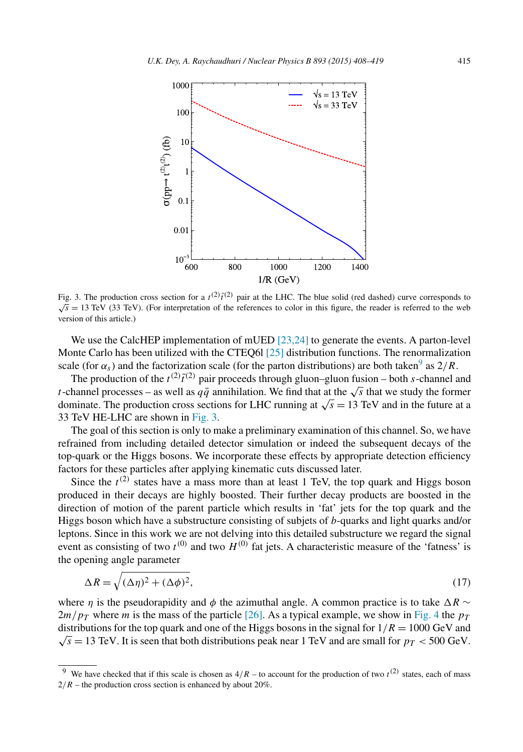Fig. 3. The production cross section for a $t^{(2)}\bar{t}^{(2)}$ pair at the LHC. The blue solid (red dashed) curve corresponds to $\sqrt{s} = 13$ TeV (33 TeV). (For interpretation of the references to color in this figure, the reader is referred to the web version of this article.)

We use the CalcHEP implementation of mUED [23,24] to generate the events. A parton-level Monte Carlo has been utilized with the CTEQ6l [25] distribution functions. The renormalization scale (for $\alpha_s$) and the factorization scale (for the parton distributions) are both taken[9] as $2/R$.

The production of the $t^{(2)}\bar{t}^{(2)}$ pair proceeds through gluon–gluon fusion – both $s$-channel and $t$-channel processes – as well as $q\bar{q}$ annihilation. We find that at the $\sqrt{s}$ that we study the former dominate. The production cross sections for LHC running at $\sqrt{s} = 13$ TeV and in the future at a 33 TeV HE-LHC are shown in Fig. 3.

The goal of this section is only to make a preliminary examination of this channel. So, we have refrained from including detailed detector simulation or indeed the subsequent decays of the top-quark or the Higgs bosons. We incorporate these effects by appropriate detection efficiency factors for these particles after applying kinematic cuts discussed later.

Since the $t^{(2)}$ states have a mass more than at least 1 TeV, the top quark and Higgs boson produced in their decays are highly boosted. Their further decay products are boosted in the direction of motion of the parent particle which results in 'fat' jets for the top quark and the Higgs boson which have a substructure consisting of subjets of $b$-quarks and light quarks and/or leptons. Since in this work we are not delving into this detailed substructure we regard the signal event as consisting of two $t^{(0)}$ and two $H^{(0)}$ fat jets. A characteristic measure of the 'fatness' is the opening angle parameter

$$\Delta R = \sqrt{(\Delta\eta)^2 + (\Delta\phi)^2}, \tag{17}$$

where $\eta$ is the pseudorapidity and $\phi$ the azimuthal angle. A common practice is to take $\Delta R \sim 2m/p_T$ where $m$ is the mass of the particle [26]. As a typical example, we show in Fig. 4 the $p_T$ distributions for the top quark and one of the Higgs bosons in the signal for $1/R = 1000$ GeV and $\sqrt{s} = 13$ TeV. It is seen that both distributions peak near 1 TeV and are small for $p_T < 500$ GeV.

---

[9] We have checked that if this scale is chosen as $4/R$ – to account for the production of two $t^{(2)}$ states, each of mass $2/R$ – the production cross section is enhanced by about 20%.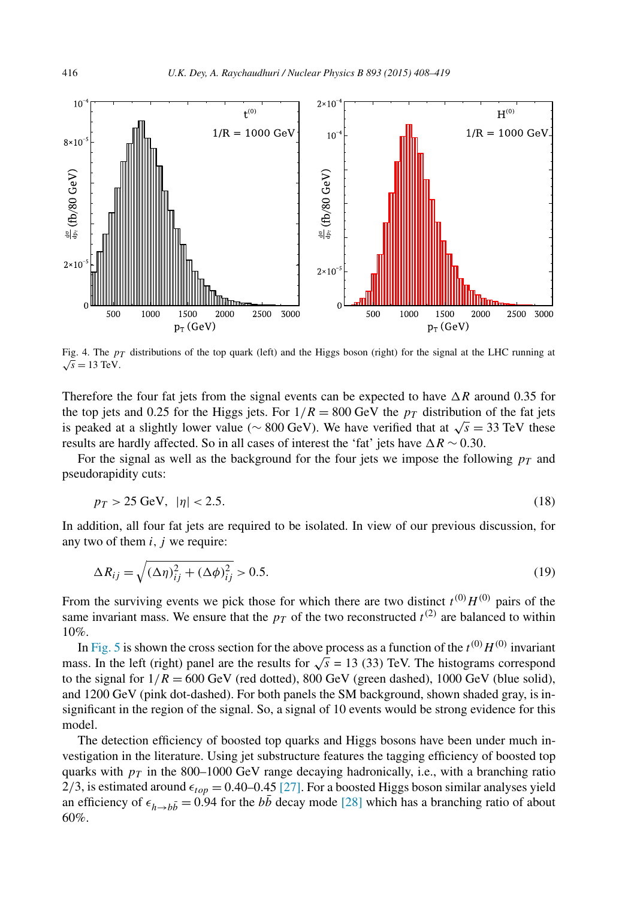Fig. 4. The $p_T$ distributions of the top quark (left) and the Higgs boson (right) for the signal at the LHC running at $\sqrt{s} = 13$ TeV.

Therefore the four fat jets from the signal events can be expected to have $\Delta R$ around 0.35 for the top jets and 0.25 for the Higgs jets. For $1/R = 800$ GeV the $p_T$ distribution of the fat jets is peaked at a slightly lower value ($\sim 800$ GeV). We have verified that at $\sqrt{s} = 33$ TeV these results are hardly affected. So in all cases of interest the 'fat' jets have $\Delta R \sim 0.30$.

For the signal as well as the background for the four jets we impose the following $p_T$ and pseudorapidity cuts:

$$p_T > 25 \text{ GeV}, \quad |\eta| < 2.5. \tag{18}$$

In addition, all four fat jets are required to be isolated. In view of our previous discussion, for any two of them $i$, $j$ we require:

$$\Delta R_{ij} = \sqrt{(\Delta\eta)^2_{ij} + (\Delta\phi)^2_{ij}} > 0.5. \tag{19}$$

From the surviving events we pick those for which there are two distinct $t^{(0)}H^{(0)}$ pairs of the same invariant mass. We ensure that the $p_T$ of the two reconstructed $t^{(2)}$ are balanced to within 10%.

In Fig. 5 is shown the cross section for the above process as a function of the $t^{(0)}H^{(0)}$ invariant mass. In the left (right) panel are the results for $\sqrt{s} = 13$ (33) TeV. The histograms correspond to the signal for $1/R = 600$ GeV (red dotted), 800 GeV (green dashed), 1000 GeV (blue solid), and 1200 GeV (pink dot-dashed). For both panels the SM background, shown shaded gray, is insignificant in the region of the signal. So, a signal of 10 events would be strong evidence for this model.

The detection efficiency of boosted top quarks and Higgs bosons have been under much investigation in the literature. Using jet substructure features the tagging efficiency of boosted top quarks with $p_T$ in the 800–1000 GeV range decaying hadronically, i.e., with a branching ratio 2/3, is estimated around $\epsilon_{top} = 0.40$–$0.45$ [27]. For a boosted Higgs boson similar analyses yield an efficiency of $\epsilon_{h\to b\bar{b}} = 0.94$ for the $b\bar{b}$ decay mode [28] which has a branching ratio of about 60%.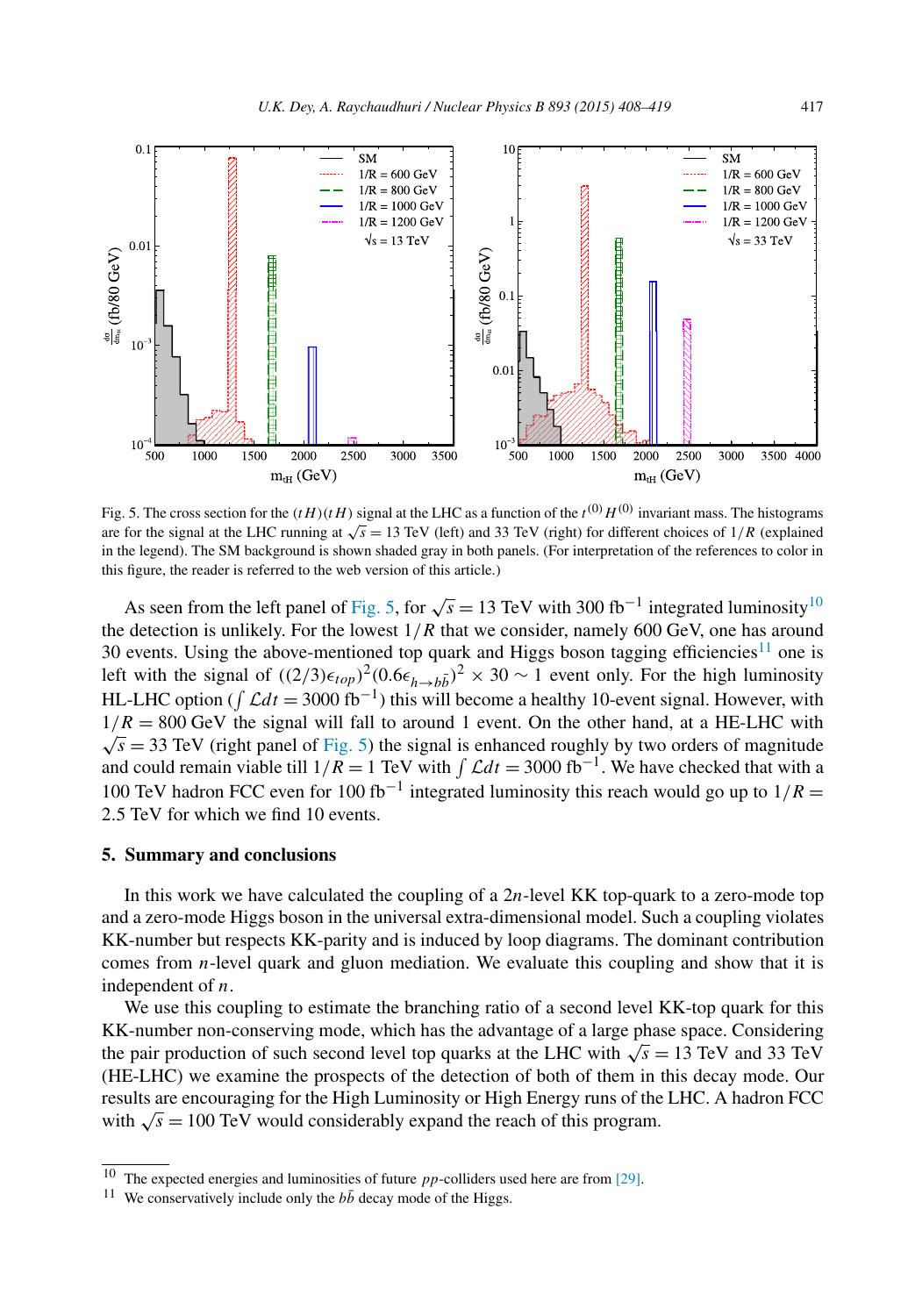Fig. 5. The cross section for the $(tH)(tH)$ signal at the LHC as a function of the $t^{(0)}H^{(0)}$ invariant mass. The histograms are for the signal at the LHC running at $\sqrt{s} = 13$ TeV (left) and 33 TeV (right) for different choices of $1/R$ (explained in the legend). The SM background is shown shaded gray in both panels. (For interpretation of the references to color in this figure, the reader is referred to the web version of this article.)

As seen from the left panel of Fig. 5, for $\sqrt{s} = 13$ TeV with 300 fb$^{-1}$ integrated luminosity[10] the detection is unlikely. For the lowest $1/R$ that we consider, namely 600 GeV, one has around 30 events. Using the above-mentioned top quark and Higgs boson tagging efficiencies[11] one is left with the signal of $((2/3)\epsilon_{top})^2(0.6\epsilon_{h\to b\bar{b}})^2 \times 30 \sim 1$ event only. For the high luminosity HL-LHC option ($\int \mathcal{L}dt = 3000$ fb$^{-1}$) this will become a healthy 10-event signal. However, with $1/R = 800$ GeV the signal will fall to around 1 event. On the other hand, at a HE-LHC with $\sqrt{s} = 33$ TeV (right panel of Fig. 5) the signal is enhanced roughly by two orders of magnitude and could remain viable till $1/R = 1$ TeV with $\int \mathcal{L}dt = 3000$ fb$^{-1}$. We have checked that with a 100 TeV hadron FCC even for 100 fb$^{-1}$ integrated luminosity this reach would go up to $1/R =$ 2.5 TeV for which we find 10 events.

## 5. Summary and conclusions

In this work we have calculated the coupling of a $2n$-level KK top-quark to a zero-mode top and a zero-mode Higgs boson in the universal extra-dimensional model. Such a coupling violates KK-number but respects KK-parity and is induced by loop diagrams. The dominant contribution comes from $n$-level quark and gluon mediation. We evaluate this coupling and show that it is independent of $n$.

We use this coupling to estimate the branching ratio of a second level KK-top quark for this KK-number non-conserving mode, which has the advantage of a large phase space. Considering the pair production of such second level top quarks at the LHC with $\sqrt{s} = 13$ TeV and 33 TeV (HE-LHC) we examine the prospects of the detection of both of them in this decay mode. Our results are encouraging for the High Luminosity or High Energy runs of the LHC. A hadron FCC with $\sqrt{s} = 100$ TeV would considerably expand the reach of this program.

[10] The expected energies and luminosities of future $pp$-colliders used here are from [29].

[11] We conservatively include only the $b\bar{b}$ decay mode of the Higgs.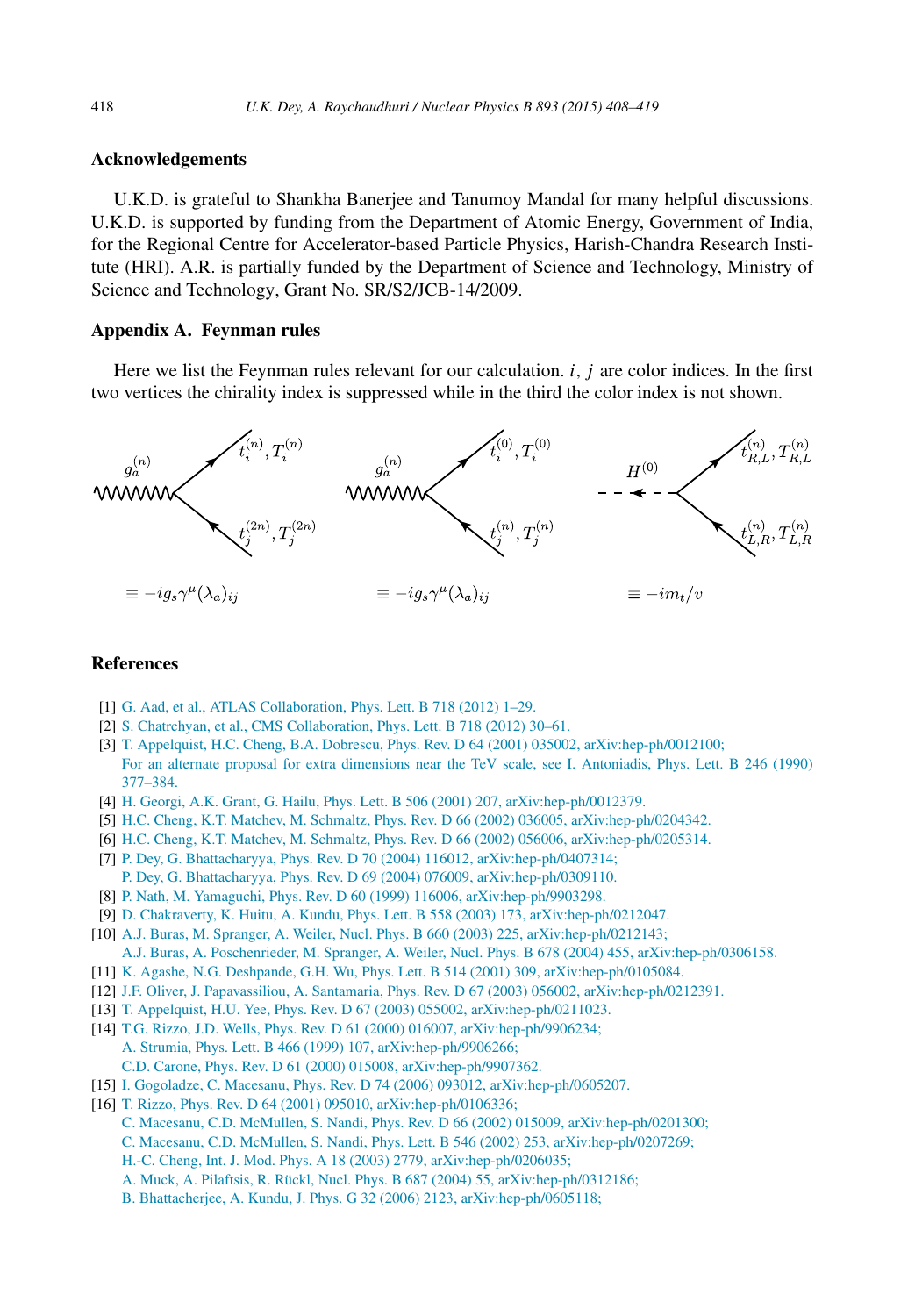## Acknowledgements

U.K.D. is grateful to Shankha Banerjee and Tanumoy Mandal for many helpful discussions. U.K.D. is supported by funding from the Department of Atomic Energy, Government of India, for the Regional Centre for Accelerator-based Particle Physics, Harish-Chandra Research Institute (HRI). A.R. is partially funded by the Department of Science and Technology, Ministry of Science and Technology, Grant No. SR/S2/JCB-14/2009.

## Appendix A. Feynman rules

Here we list the Feynman rules relevant for our calculation. $i$, $j$ are color indices. In the first two vertices the chirality index is suppressed while in the third the color index is not shown.

$g_a^{(n)}$ — $t_i^{(n)}, T_i^{(n)}$ — $t_j^{(2n)}, T_j^{(2n)}$ $\equiv -ig_s\gamma^\mu(\lambda_a)_{ij}$

$g_a^{(n)}$ — $t_i^{(0)}, T_i^{(0)}$ — $t_j^{(n)}, T_j^{(n)}$ $\equiv -ig_s\gamma^\mu(\lambda_a)_{ij}$

$H^{(0)}$ — $t_{R,L}^{(n)}, T_{R,L}^{(n)}$ — $t_{L,R}^{(n)}, T_{L,R}^{(n)}$ $\equiv -im_t/v$

## References

[1] G. Aad, et al., ATLAS Collaboration, Phys. Lett. B 718 (2012) 1–29.

[2] S. Chatrchyan, et al., CMS Collaboration, Phys. Lett. B 718 (2012) 30–61.

[3] T. Appelquist, H.C. Cheng, B.A. Dobrescu, Phys. Rev. D 64 (2001) 035002, arXiv:hep-ph/0012100;
For an alternate proposal for extra dimensions near the TeV scale, see I. Antoniadis, Phys. Lett. B 246 (1990) 377–384.

[4] H. Georgi, A.K. Grant, G. Hailu, Phys. Lett. B 506 (2001) 207, arXiv:hep-ph/0012379.

[5] H.C. Cheng, K.T. Matchev, M. Schmaltz, Phys. Rev. D 66 (2002) 036005, arXiv:hep-ph/0204342.

[6] H.C. Cheng, K.T. Matchev, M. Schmaltz, Phys. Rev. D 66 (2002) 056006, arXiv:hep-ph/0205314.

[7] P. Dey, G. Bhattacharyya, Phys. Rev. D 70 (2004) 116012, arXiv:hep-ph/0407314;
P. Dey, G. Bhattacharyya, Phys. Rev. D 69 (2004) 076009, arXiv:hep-ph/0309110.

[8] P. Nath, M. Yamaguchi, Phys. Rev. D 60 (1999) 116006, arXiv:hep-ph/9903298.

[9] D. Chakraverty, K. Huitu, A. Kundu, Phys. Lett. B 558 (2003) 173, arXiv:hep-ph/0212047.

[10] A.J. Buras, M. Spranger, A. Weiler, Nucl. Phys. B 660 (2003) 225, arXiv:hep-ph/0212143;
A.J. Buras, A. Poschenrieder, M. Spranger, A. Weiler, Nucl. Phys. B 678 (2004) 455, arXiv:hep-ph/0306158.

[11] K. Agashe, N.G. Deshpande, G.H. Wu, Phys. Lett. B 514 (2001) 309, arXiv:hep-ph/0105084.

[12] J.F. Oliver, J. Papavassiliou, A. Santamaria, Phys. Rev. D 67 (2003) 056002, arXiv:hep-ph/0212391.

[13] T. Appelquist, H.U. Yee, Phys. Rev. D 67 (2003) 055002, arXiv:hep-ph/0211023.

[14] T.G. Rizzo, J.D. Wells, Phys. Rev. D 61 (2000) 016007, arXiv:hep-ph/9906234;
A. Strumia, Phys. Lett. B 466 (1999) 107, arXiv:hep-ph/9906266;
C.D. Carone, Phys. Rev. D 61 (2000) 015008, arXiv:hep-ph/9907362.

[15] I. Gogoladze, C. Macesanu, Phys. Rev. D 74 (2006) 093012, arXiv:hep-ph/0605207.

[16] T. Rizzo, Phys. Rev. D 64 (2001) 095010, arXiv:hep-ph/0106336;
C. Macesanu, C.D. McMullen, S. Nandi, Phys. Rev. D 66 (2002) 015009, arXiv:hep-ph/0201300;
C. Macesanu, C.D. McMullen, S. Nandi, Phys. Lett. B 546 (2002) 253, arXiv:hep-ph/0207269;
H.-C. Cheng, Int. J. Mod. Phys. A 18 (2003) 2779, arXiv:hep-ph/0206035;
A. Muck, A. Pilaftsis, R. Rückl, Nucl. Phys. B 687 (2004) 55, arXiv:hep-ph/0312186;
B. Bhattacherjee, A. Kundu, J. Phys. G 32 (2006) 2123, arXiv:hep-ph/0605118;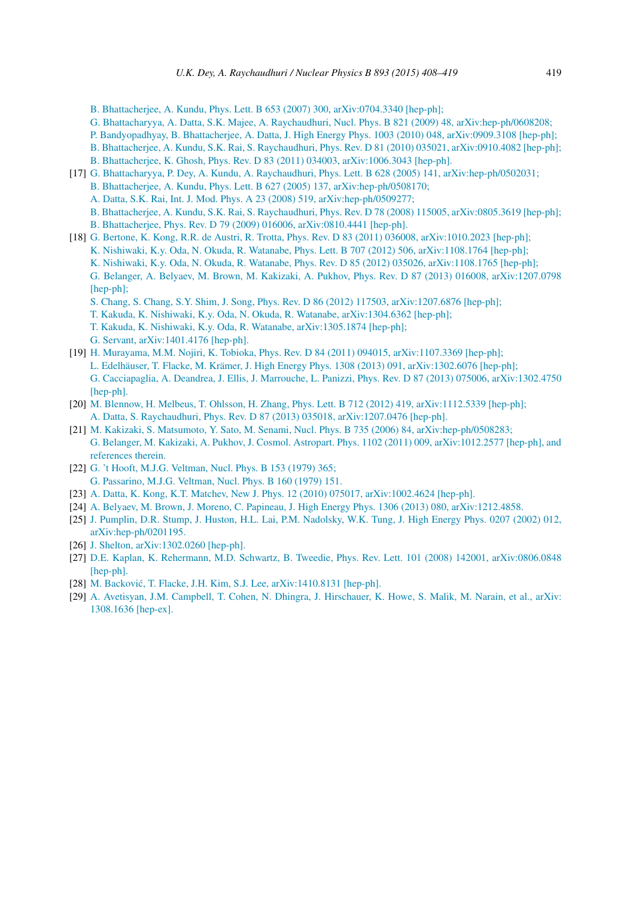B. Bhattacherjee, A. Kundu, Phys. Lett. B 653 (2007) 300, arXiv:0704.3340 [hep-ph];
G. Bhattacharyya, A. Datta, S.K. Majee, A. Raychaudhuri, Nucl. Phys. B 821 (2009) 48, arXiv:hep-ph/0608208;
P. Bandyopadhyay, B. Bhattacherjee, A. Datta, J. High Energy Phys. 1003 (2010) 048, arXiv:0909.3108 [hep-ph];
B. Bhattacherjee, A. Kundu, S.K. Rai, S. Raychaudhuri, Phys. Rev. D 81 (2010) 035021, arXiv:0910.4082 [hep-ph];
B. Bhattacherjee, K. Ghosh, Phys. Rev. D 83 (2011) 034003, arXiv:1006.3043 [hep-ph].

[17] G. Bhattacharyya, P. Dey, A. Kundu, A. Raychaudhuri, Phys. Lett. B 628 (2005) 141, arXiv:hep-ph/0502031;
B. Bhattacherjee, A. Kundu, Phys. Lett. B 627 (2005) 137, arXiv:hep-ph/0508170;
A. Datta, S.K. Rai, Int. J. Mod. Phys. A 23 (2008) 519, arXiv:hep-ph/0509277;
B. Bhattacherjee, A. Kundu, S.K. Rai, S. Raychaudhuri, Phys. Rev. D 78 (2008) 115005, arXiv:0805.3619 [hep-ph];
B. Bhattacherjee, Phys. Rev. D 79 (2009) 016006, arXiv:0810.4441 [hep-ph].

[18] G. Bertone, K. Kong, R.R. de Austri, R. Trotta, Phys. Rev. D 83 (2011) 036008, arXiv:1010.2023 [hep-ph];
K. Nishiwaki, K.y. Oda, N. Okuda, R. Watanabe, Phys. Lett. B 707 (2012) 506, arXiv:1108.1764 [hep-ph];
K. Nishiwaki, K.y. Oda, N. Okuda, R. Watanabe, Phys. Rev. D 85 (2012) 035026, arXiv:1108.1765 [hep-ph];
G. Belanger, A. Belyaev, M. Brown, M. Kakizaki, A. Pukhov, Phys. Rev. D 87 (2013) 016008, arXiv:1207.0798 [hep-ph];
S. Chang, S. Chang, S.Y. Shim, J. Song, Phys. Rev. D 86 (2012) 117503, arXiv:1207.6876 [hep-ph];
T. Kakuda, K. Nishiwaki, K.y. Oda, N. Okuda, R. Watanabe, arXiv:1304.6362 [hep-ph];
T. Kakuda, K. Nishiwaki, K.y. Oda, R. Watanabe, arXiv:1305.1874 [hep-ph];
G. Servant, arXiv:1401.4176 [hep-ph].

[19] H. Murayama, M.M. Nojiri, K. Tobioka, Phys. Rev. D 84 (2011) 094015, arXiv:1107.3369 [hep-ph];
L. Edelhäuser, T. Flacke, M. Krämer, J. High Energy Phys. 1308 (2013) 091, arXiv:1302.6076 [hep-ph];
G. Cacciapaglia, A. Deandrea, J. Ellis, J. Marrouche, L. Panizzi, Phys. Rev. D 87 (2013) 075006, arXiv:1302.4750 [hep-ph].

[20] M. Blennow, H. Melbeus, T. Ohlsson, H. Zhang, Phys. Lett. B 712 (2012) 419, arXiv:1112.5339 [hep-ph];
A. Datta, S. Raychaudhuri, Phys. Rev. D 87 (2013) 035018, arXiv:1207.0476 [hep-ph].

[21] M. Kakizaki, S. Matsumoto, Y. Sato, M. Senami, Nucl. Phys. B 735 (2006) 84, arXiv:hep-ph/0508283;
G. Belanger, M. Kakizaki, A. Pukhov, J. Cosmol. Astropart. Phys. 1102 (2011) 009, arXiv:1012.2577 [hep-ph], and references therein.

[22] G. 't Hooft, M.J.G. Veltman, Nucl. Phys. B 153 (1979) 365;
G. Passarino, M.J.G. Veltman, Nucl. Phys. B 160 (1979) 151.

[23] A. Datta, K. Kong, K.T. Matchev, New J. Phys. 12 (2010) 075017, arXiv:1002.4624 [hep-ph].

[24] A. Belyaev, M. Brown, J. Moreno, C. Papineau, J. High Energy Phys. 1306 (2013) 080, arXiv:1212.4858.

[25] J. Pumplin, D.R. Stump, J. Huston, H.L. Lai, P.M. Nadolsky, W.K. Tung, J. High Energy Phys. 0207 (2002) 012, arXiv:hep-ph/0201195.

[26] J. Shelton, arXiv:1302.0260 [hep-ph].

[27] D.E. Kaplan, K. Rehermann, M.D. Schwartz, B. Tweedie, Phys. Rev. Lett. 101 (2008) 142001, arXiv:0806.0848 [hep-ph].

[28] M. Backović, T. Flacke, J.H. Kim, S.J. Lee, arXiv:1410.8131 [hep-ph].

[29] A. Avetisyan, J.M. Campbell, T. Cohen, N. Dhingra, J. Hirschauer, K. Howe, S. Malik, M. Narain, et al., arXiv:1308.1636 [hep-ex].